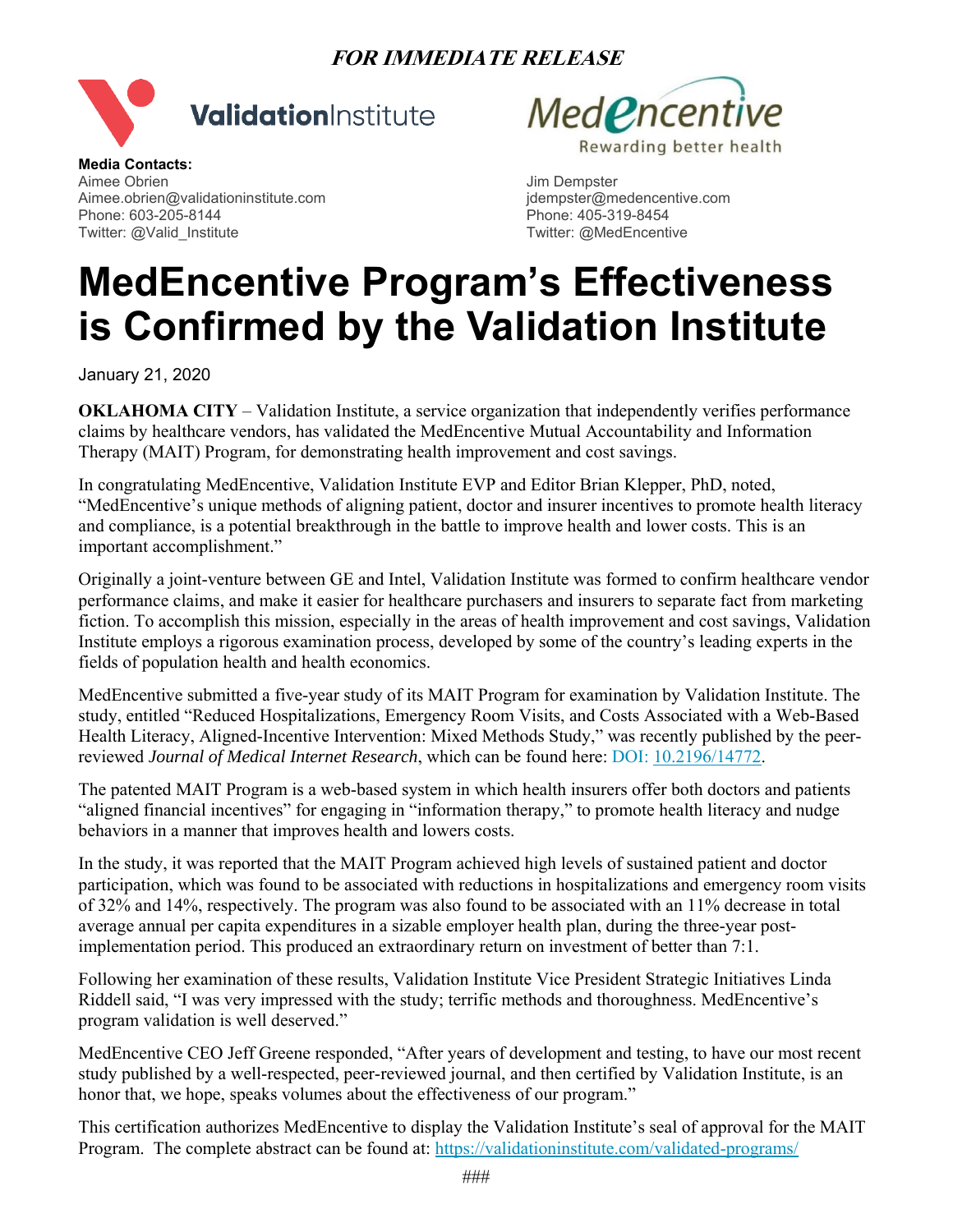***FOR IMMEDIATE RELEASE***

ValidationInstitute

MedEncentive
Rewarding better health

**Media Contacts:**
Aimee Obrien
Aimee.obrien@validationinstitute.com
Phone: 603-205-8144
Twitter: @Valid_Institute

Jim Dempster
jdempster@medencentive.com
Phone: 405-319-8454
Twitter: @MedEncentive

# MedEncentive Program's Effectiveness is Confirmed by the Validation Institute

January 21, 2020

**OKLAHOMA CITY** – Validation Institute, a service organization that independently verifies performance claims by healthcare vendors, has validated the MedEncentive Mutual Accountability and Information Therapy (MAIT) Program, for demonstrating health improvement and cost savings.

In congratulating MedEncentive, Validation Institute EVP and Editor Brian Klepper, PhD, noted, "MedEncentive's unique methods of aligning patient, doctor and insurer incentives to promote health literacy and compliance, is a potential breakthrough in the battle to improve health and lower costs. This is an important accomplishment."

Originally a joint-venture between GE and Intel, Validation Institute was formed to confirm healthcare vendor performance claims, and make it easier for healthcare purchasers and insurers to separate fact from marketing fiction. To accomplish this mission, especially in the areas of health improvement and cost savings, Validation Institute employs a rigorous examination process, developed by some of the country's leading experts in the fields of population health and health economics.

MedEncentive submitted a five-year study of its MAIT Program for examination by Validation Institute. The study, entitled "Reduced Hospitalizations, Emergency Room Visits, and Costs Associated with a Web-Based Health Literacy, Aligned-Incentive Intervention: Mixed Methods Study," was recently published by the peer-reviewed *Journal of Medical Internet Research*, which can be found here: DOI: 10.2196/14772.

The patented MAIT Program is a web-based system in which health insurers offer both doctors and patients "aligned financial incentives" for engaging in "information therapy," to promote health literacy and nudge behaviors in a manner that improves health and lowers costs.

In the study, it was reported that the MAIT Program achieved high levels of sustained patient and doctor participation, which was found to be associated with reductions in hospitalizations and emergency room visits of 32% and 14%, respectively. The program was also found to be associated with an 11% decrease in total average annual per capita expenditures in a sizable employer health plan, during the three-year post-implementation period. This produced an extraordinary return on investment of better than 7:1.

Following her examination of these results, Validation Institute Vice President Strategic Initiatives Linda Riddell said, "I was very impressed with the study; terrific methods and thoroughness. MedEncentive's program validation is well deserved."

MedEncentive CEO Jeff Greene responded, "After years of development and testing, to have our most recent study published by a well-respected, peer-reviewed journal, and then certified by Validation Institute, is an honor that, we hope, speaks volumes about the effectiveness of our program."

This certification authorizes MedEncentive to display the Validation Institute's seal of approval for the MAIT Program. The complete abstract can be found at: https://validationinstitute.com/validated-programs/

###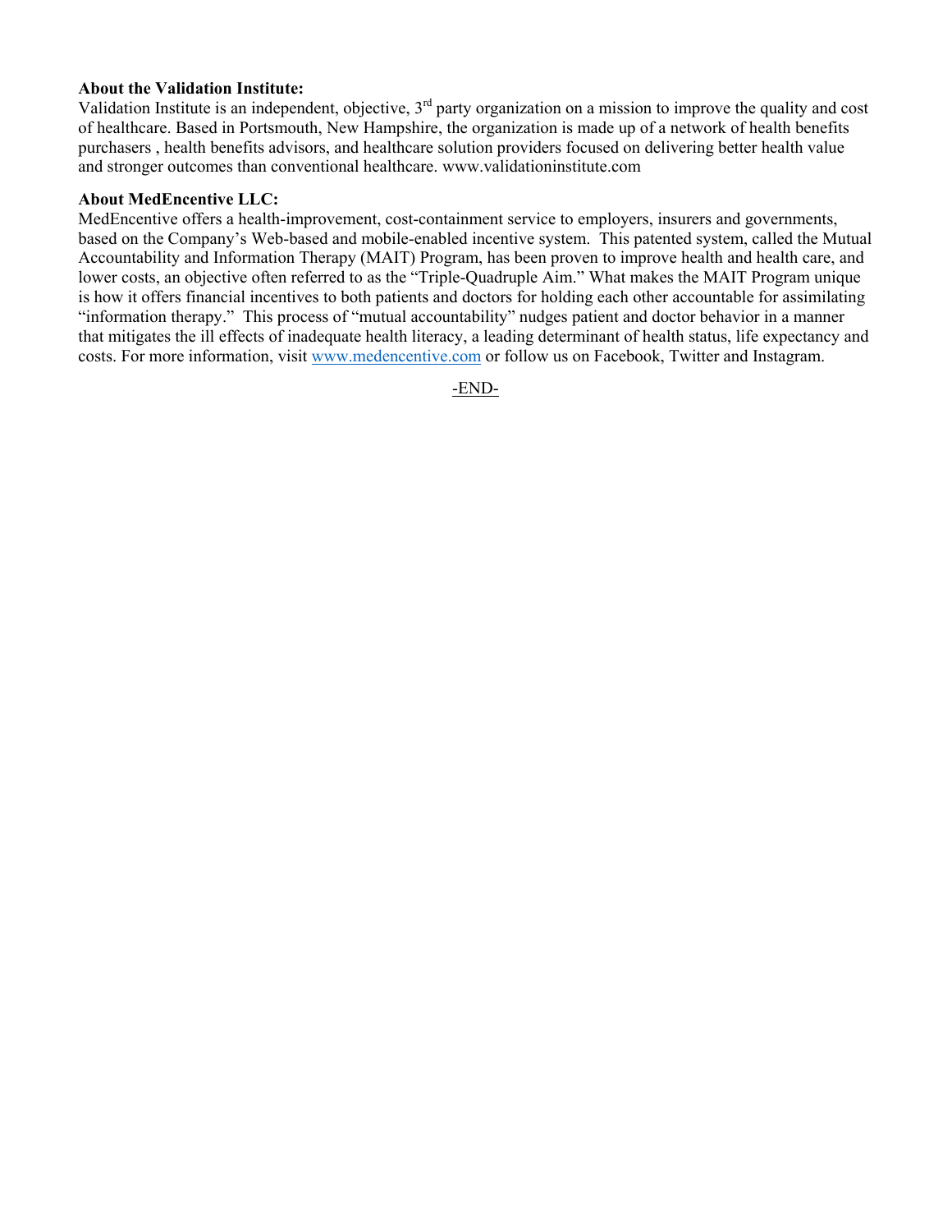**About the Validation Institute:**
Validation Institute is an independent, objective, 3rd party organization on a mission to improve the quality and cost of healthcare. Based in Portsmouth, New Hampshire, the organization is made up of a network of health benefits purchasers , health benefits advisors, and healthcare solution providers focused on delivering better health value and stronger outcomes than conventional healthcare. www.validationinstitute.com

**About MedEncentive LLC:**
MedEncentive offers a health-improvement, cost-containment service to employers, insurers and governments, based on the Company's Web-based and mobile-enabled incentive system. This patented system, called the Mutual Accountability and Information Therapy (MAIT) Program, has been proven to improve health and health care, and lower costs, an objective often referred to as the "Triple-Quadruple Aim." What makes the MAIT Program unique is how it offers financial incentives to both patients and doctors for holding each other accountable for assimilating "information therapy." This process of "mutual accountability" nudges patient and doctor behavior in a manner that mitigates the ill effects of inadequate health literacy, a leading determinant of health status, life expectancy and costs. For more information, visit www.medencentive.com or follow us on Facebook, Twitter and Instagram.

-END-